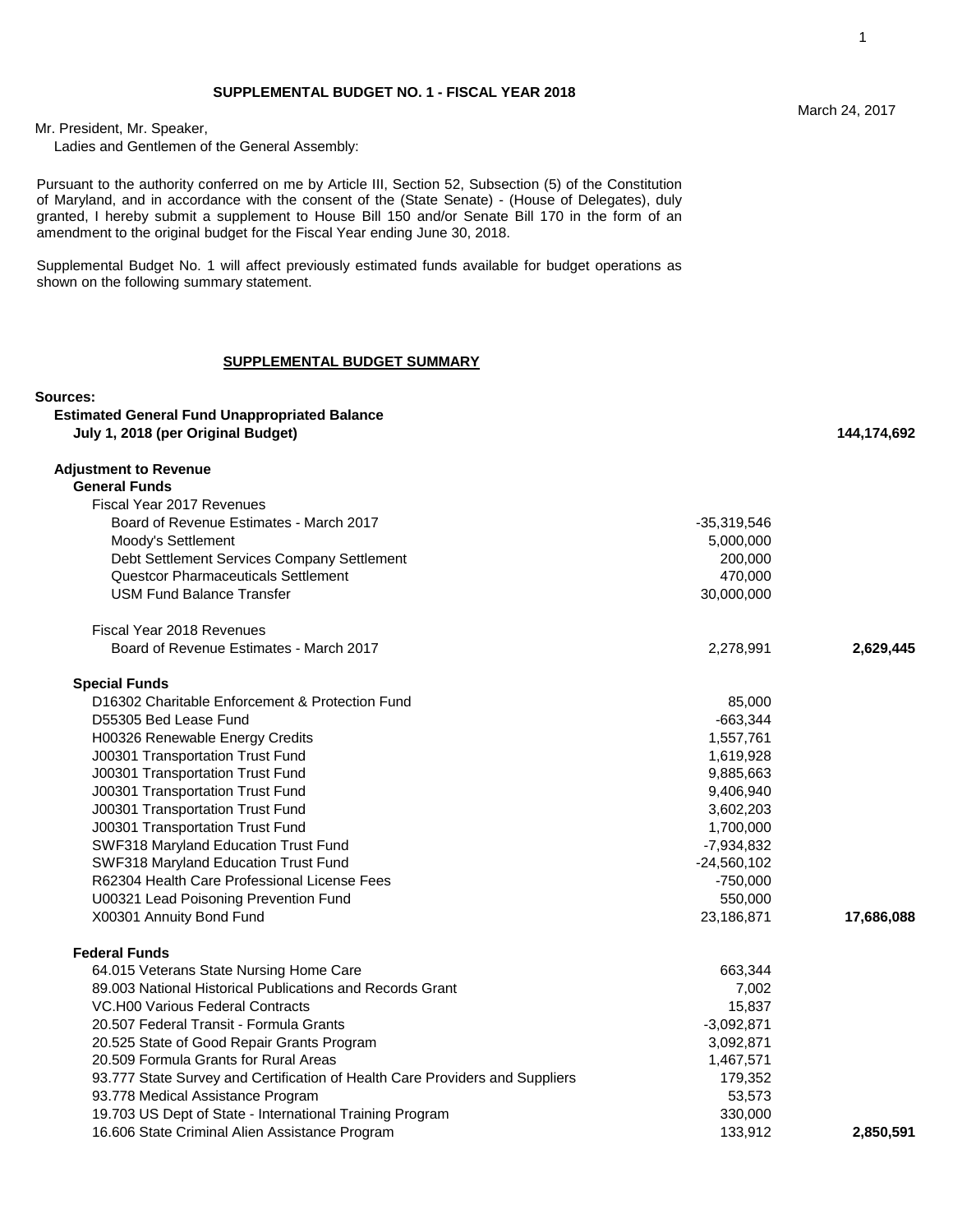## SUPPLEMENTAL BUDGET NO. 1 - FISCAL YEAR 2018

March 24, 2017

Mr. President, Mr. Speaker,
Ladies and Gentlemen of the General Assembly:

Pursuant to the authority conferred on me by Article III, Section 52, Subsection (5) of the Constitution of Maryland, and in accordance with the consent of the (State Senate) - (House of Delegates), duly granted, I hereby submit a supplement to House Bill 150 and/or Senate Bill 170 in the form of an amendment to the original budget for the Fiscal Year ending June 30, 2018.

Supplemental Budget No. 1 will affect previously estimated funds available for budget operations as shown on the following summary statement.

### SUPPLEMENTAL BUDGET SUMMARY

| | | |
|---|---|---|
| **Sources:** | | |
| **Estimated General Fund Unappropriated Balance July 1, 2018 (per Original Budget)** | | **144,174,692** |
| **Adjustment to Revenue** | | |
| **General Funds** | | |
| Fiscal Year 2017 Revenues | | |
| Board of Revenue Estimates - March 2017 | -35,319,546 | |
| Moody's Settlement | 5,000,000 | |
| Debt Settlement Services Company Settlement | 200,000 | |
| Questcor Pharmaceuticals Settlement | 470,000 | |
| USM Fund Balance Transfer | 30,000,000 | |
| Fiscal Year 2018 Revenues | | |
| Board of Revenue Estimates - March 2017 | 2,278,991 | **2,629,445** |
| **Special Funds** | | |
| D16302 Charitable Enforcement & Protection Fund | 85,000 | |
| D55305 Bed Lease Fund | -663,344 | |
| H00326 Renewable Energy Credits | 1,557,761 | |
| J00301 Transportation Trust Fund | 1,619,928 | |
| J00301 Transportation Trust Fund | 9,885,663 | |
| J00301 Transportation Trust Fund | 9,406,940 | |
| J00301 Transportation Trust Fund | 3,602,203 | |
| J00301 Transportation Trust Fund | 1,700,000 | |
| SWF318 Maryland Education Trust Fund | -7,934,832 | |
| SWF318 Maryland Education Trust Fund | -24,560,102 | |
| R62304 Health Care Professional License Fees | -750,000 | |
| U00321 Lead Poisoning Prevention Fund | 550,000 | |
| X00301 Annuity Bond Fund | 23,186,871 | **17,686,088** |
| **Federal Funds** | | |
| 64.015 Veterans State Nursing Home Care | 663,344 | |
| 89.003 National Historical Publications and Records Grant | 7,002 | |
| VC.H00 Various Federal Contracts | 15,837 | |
| 20.507 Federal Transit - Formula Grants | -3,092,871 | |
| 20.525 State of Good Repair Grants Program | 3,092,871 | |
| 20.509 Formula Grants for Rural Areas | 1,467,571 | |
| 93.777 State Survey and Certification of Health Care Providers and Suppliers | 179,352 | |
| 93.778 Medical Assistance Program | 53,573 | |
| 19.703 US Dept of State - International Training Program | 330,000 | |
| 16.606 State Criminal Alien Assistance Program | 133,912 | **2,850,591** |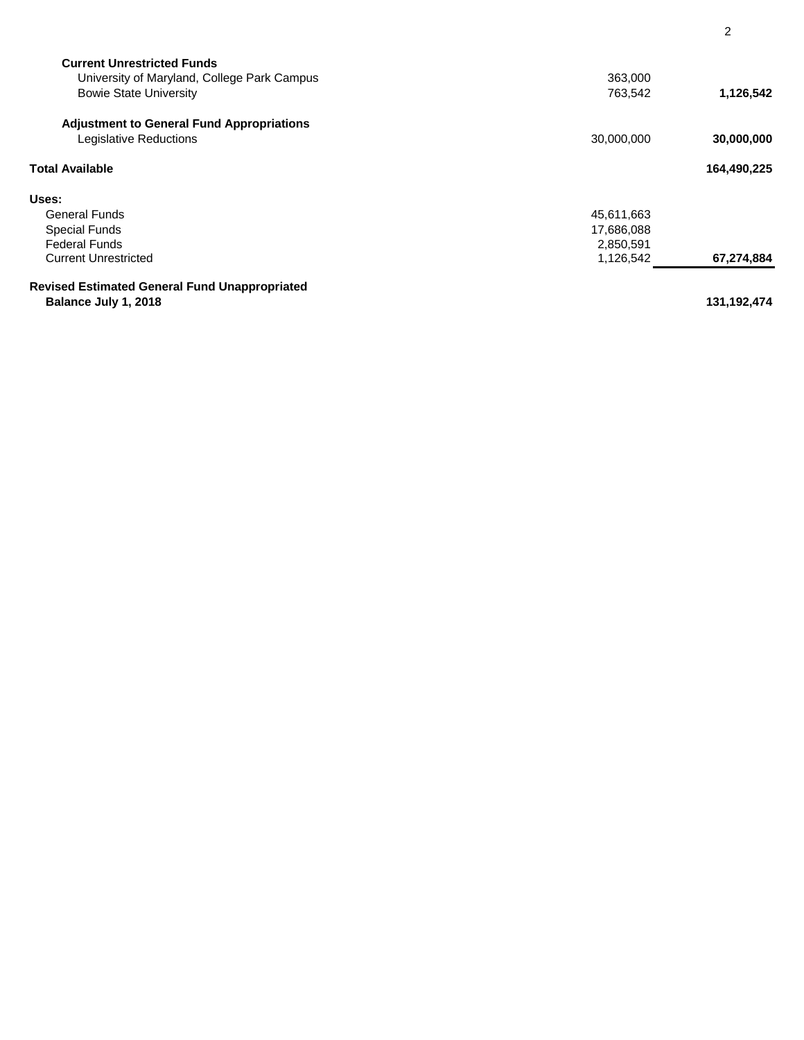| | | |
|---|---|---|
| **Current Unrestricted Funds** | | |
| University of Maryland, College Park Campus | 363,000 | |
| Bowie State University | 763,542 | **1,126,542** |
| **Adjustment to General Fund Appropriations** | | |
| Legislative Reductions | 30,000,000 | **30,000,000** |
| **Total Available** | | **164,490,225** |
| **Uses:** | | |
| General Funds | 45,611,663 | |
| Special Funds | 17,686,088 | |
| Federal Funds | 2,850,591 | |
| Current Unrestricted | 1,126,542 | **67,274,884** |
| **Revised Estimated General Fund Unappropriated Balance July 1, 2018** | | **131,192,474** |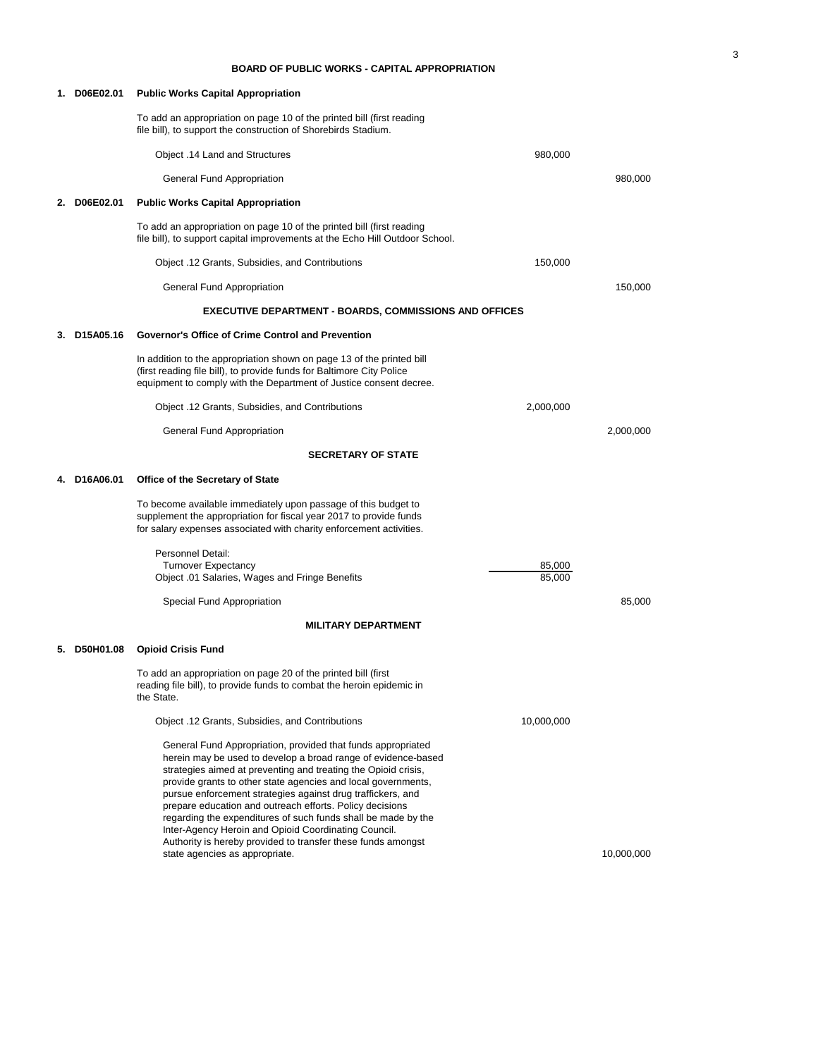## BOARD OF PUBLIC WORKS - CAPITAL APPROPRIATION

**1. D06E02.01 Public Works Capital Appropriation**

To add an appropriation on page 10 of the printed bill (first reading file bill), to support the construction of Shorebirds Stadium.

| | | |
|---|---|---|
| Object .14 Land and Structures | 980,000 | |
| General Fund Appropriation | | 980,000 |

**2. D06E02.01 Public Works Capital Appropriation**

To add an appropriation on page 10 of the printed bill (first reading file bill), to support capital improvements at the Echo Hill Outdoor School.

| | | |
|---|---|---|
| Object .12 Grants, Subsidies, and Contributions | 150,000 | |
| General Fund Appropriation | | 150,000 |

## EXECUTIVE DEPARTMENT - BOARDS, COMMISSIONS AND OFFICES

**3. D15A05.16 Governor's Office of Crime Control and Prevention**

In addition to the appropriation shown on page 13 of the printed bill (first reading file bill), to provide funds for Baltimore City Police equipment to comply with the Department of Justice consent decree.

| | | |
|---|---|---|
| Object .12 Grants, Subsidies, and Contributions | 2,000,000 | |
| General Fund Appropriation | | 2,000,000 |

## SECRETARY OF STATE

**4. D16A06.01 Office of the Secretary of State**

To become available immediately upon passage of this budget to supplement the appropriation for fiscal year 2017 to provide funds for salary expenses associated with charity enforcement activities.

| | | |
|---|---|---|
| Personnel Detail: | | |
| Turnover Expectancy | 85,000 | |
| Object .01 Salaries, Wages and Fringe Benefits | 85,000 | |
| Special Fund Appropriation | | 85,000 |

## MILITARY DEPARTMENT

**5. D50H01.08 Opioid Crisis Fund**

To add an appropriation on page 20 of the printed bill (first reading file bill), to provide funds to combat the heroin epidemic in the State.

| | | |
|---|---|---|
| Object .12 Grants, Subsidies, and Contributions | 10,000,000 | |
| General Fund Appropriation, provided that funds appropriated herein may be used to develop a broad range of evidence-based strategies aimed at preventing and treating the Opioid crisis, provide grants to other state agencies and local governments, pursue enforcement strategies against drug traffickers, and prepare education and outreach efforts. Policy decisions regarding the expenditures of such funds shall be made by the Inter-Agency Heroin and Opioid Coordinating Council. Authority is hereby provided to transfer these funds amongst state agencies as appropriate. | | 10,000,000 |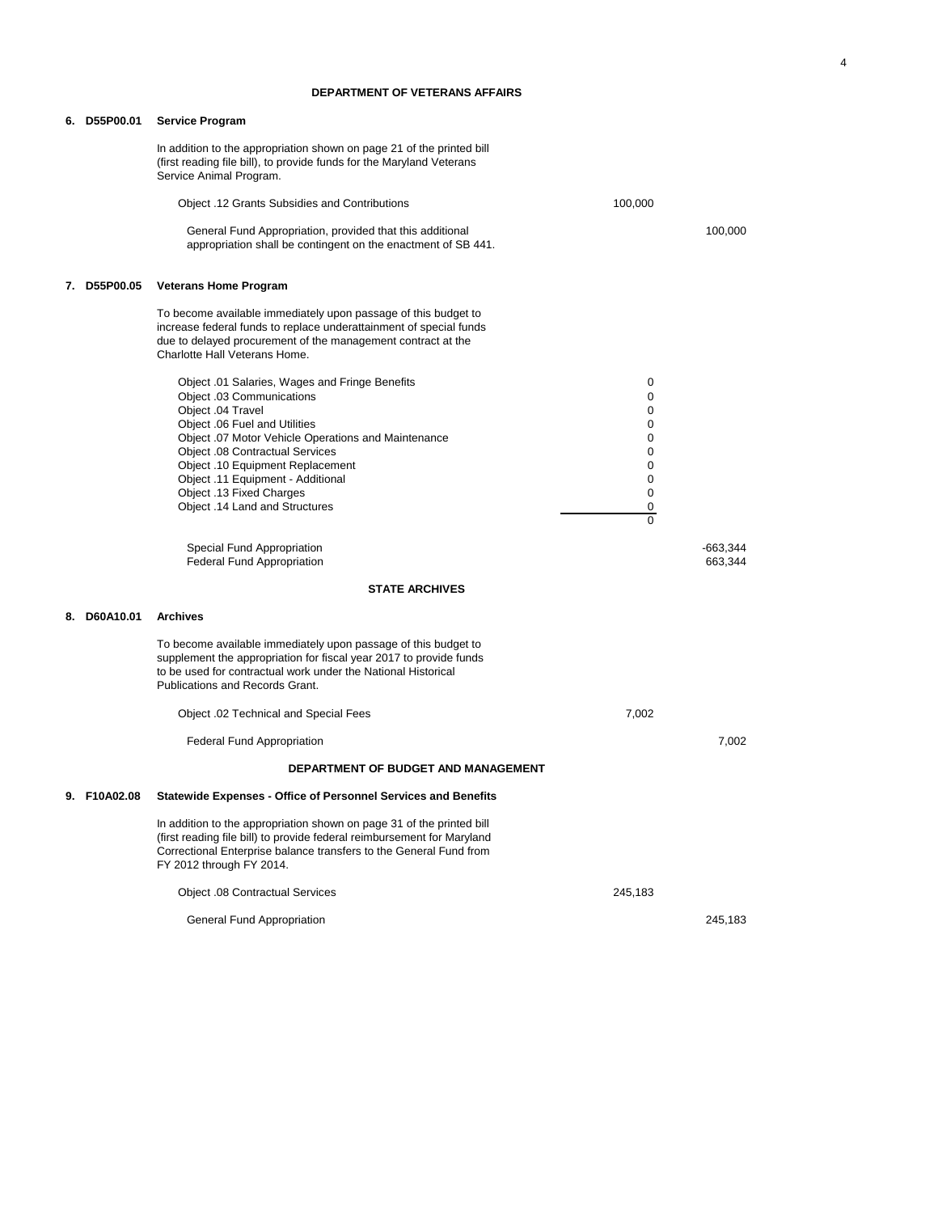## DEPARTMENT OF VETERANS AFFAIRS

**6. D55P00.01 Service Program**

In addition to the appropriation shown on page 21 of the printed bill (first reading file bill), to provide funds for the Maryland Veterans Service Animal Program.

| | | |
|---|---|---|
| Object .12 Grants Subsidies and Contributions | 100,000 | |
| General Fund Appropriation, provided that this additional appropriation shall be contingent on the enactment of SB 441. | | 100,000 |

**7. D55P00.05 Veterans Home Program**

To become available immediately upon passage of this budget to increase federal funds to replace underattainment of special funds due to delayed procurement of the management contract at the Charlotte Hall Veterans Home.

| | | |
|---|---|---|
| Object .01 Salaries, Wages and Fringe Benefits | 0 | |
| Object .03 Communications | 0 | |
| Object .04 Travel | 0 | |
| Object .06 Fuel and Utilities | 0 | |
| Object .07 Motor Vehicle Operations and Maintenance | 0 | |
| Object .08 Contractual Services | 0 | |
| Object .10 Equipment Replacement | 0 | |
| Object .11 Equipment - Additional | 0 | |
| Object .13 Fixed Charges | 0 | |
| Object .14 Land and Structures | 0 | |
| | 0 | |
| Special Fund Appropriation | | -663,344 |
| Federal Fund Appropriation | | 663,344 |

## STATE ARCHIVES

**8. D60A10.01 Archives**

To become available immediately upon passage of this budget to supplement the appropriation for fiscal year 2017 to provide funds to be used for contractual work under the National Historical Publications and Records Grant.

| | | |
|---|---|---|
| Object .02 Technical and Special Fees | 7,002 | |
| Federal Fund Appropriation | | 7,002 |

## DEPARTMENT OF BUDGET AND MANAGEMENT

**9. F10A02.08 Statewide Expenses - Office of Personnel Services and Benefits**

In addition to the appropriation shown on page 31 of the printed bill (first reading file bill) to provide federal reimbursement for Maryland Correctional Enterprise balance transfers to the General Fund from FY 2012 through FY 2014.

| | | |
|---|---|---|
| Object .08 Contractual Services | 245,183 | |
| General Fund Appropriation | | 245,183 |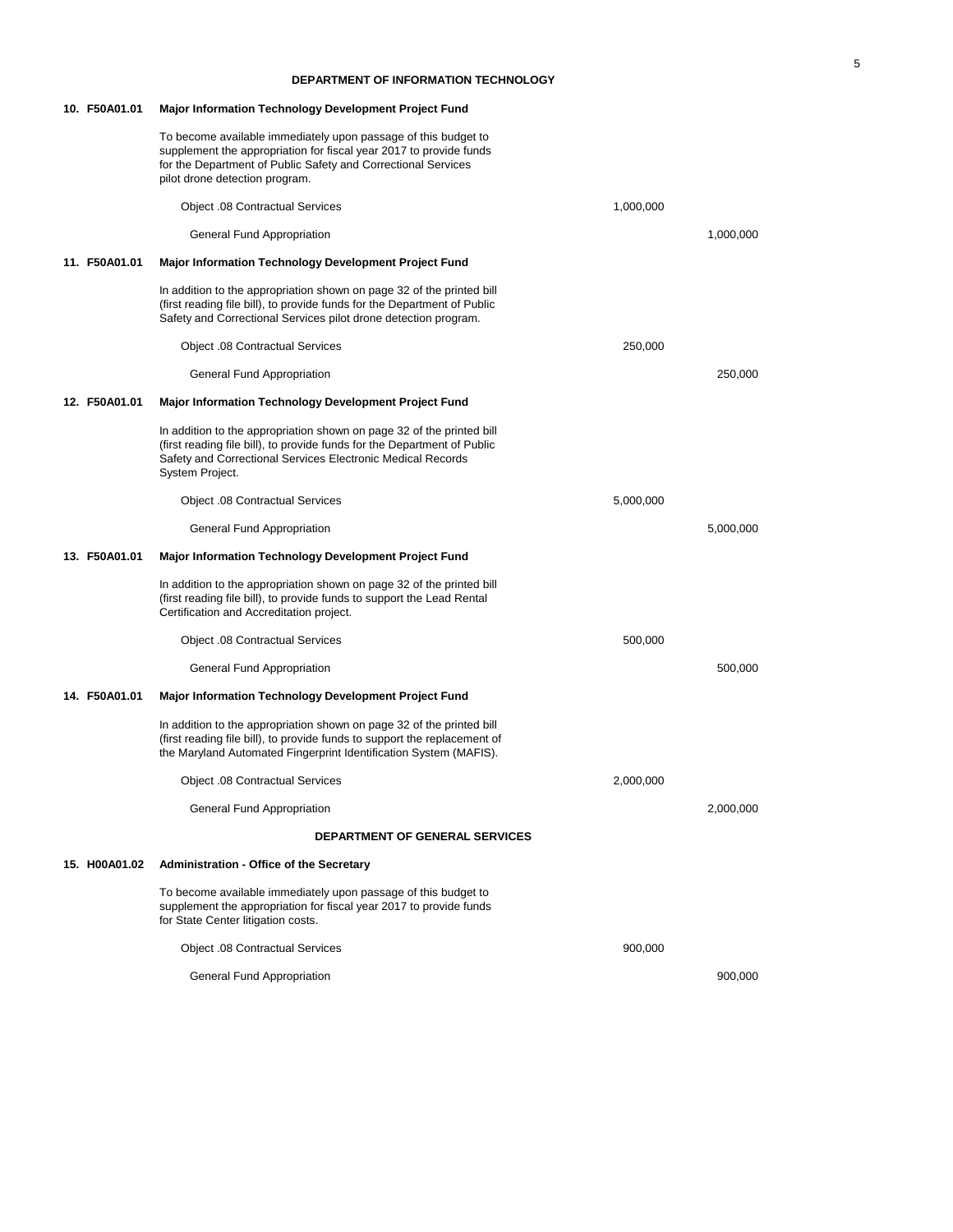## DEPARTMENT OF INFORMATION TECHNOLOGY

**10. F50A01.01 Major Information Technology Development Project Fund**

To become available immediately upon passage of this budget to supplement the appropriation for fiscal year 2017 to provide funds for the Department of Public Safety and Correctional Services pilot drone detection program.

| | | |
|---|---|---|
| Object .08 Contractual Services | 1,000,000 | |
| General Fund Appropriation | | 1,000,000 |

**11. F50A01.01 Major Information Technology Development Project Fund**

In addition to the appropriation shown on page 32 of the printed bill (first reading file bill), to provide funds for the Department of Public Safety and Correctional Services pilot drone detection program.

| | | |
|---|---|---|
| Object .08 Contractual Services | 250,000 | |
| General Fund Appropriation | | 250,000 |

**12. F50A01.01 Major Information Technology Development Project Fund**

In addition to the appropriation shown on page 32 of the printed bill (first reading file bill), to provide funds for the Department of Public Safety and Correctional Services Electronic Medical Records System Project.

| | | |
|---|---|---|
| Object .08 Contractual Services | 5,000,000 | |
| General Fund Appropriation | | 5,000,000 |

**13. F50A01.01 Major Information Technology Development Project Fund**

In addition to the appropriation shown on page 32 of the printed bill (first reading file bill), to provide funds to support the Lead Rental Certification and Accreditation project.

| | | |
|---|---|---|
| Object .08 Contractual Services | 500,000 | |
| General Fund Appropriation | | 500,000 |

**14. F50A01.01 Major Information Technology Development Project Fund**

In addition to the appropriation shown on page 32 of the printed bill (first reading file bill), to provide funds to support the replacement of the Maryland Automated Fingerprint Identification System (MAFIS).

| | | |
|---|---|---|
| Object .08 Contractual Services | 2,000,000 | |
| General Fund Appropriation | | 2,000,000 |

## DEPARTMENT OF GENERAL SERVICES

**15. H00A01.02 Administration - Office of the Secretary**

To become available immediately upon passage of this budget to supplement the appropriation for fiscal year 2017 to provide funds for State Center litigation costs.

| | | |
|---|---|---|
| Object .08 Contractual Services | 900,000 | |
| General Fund Appropriation | | 900,000 |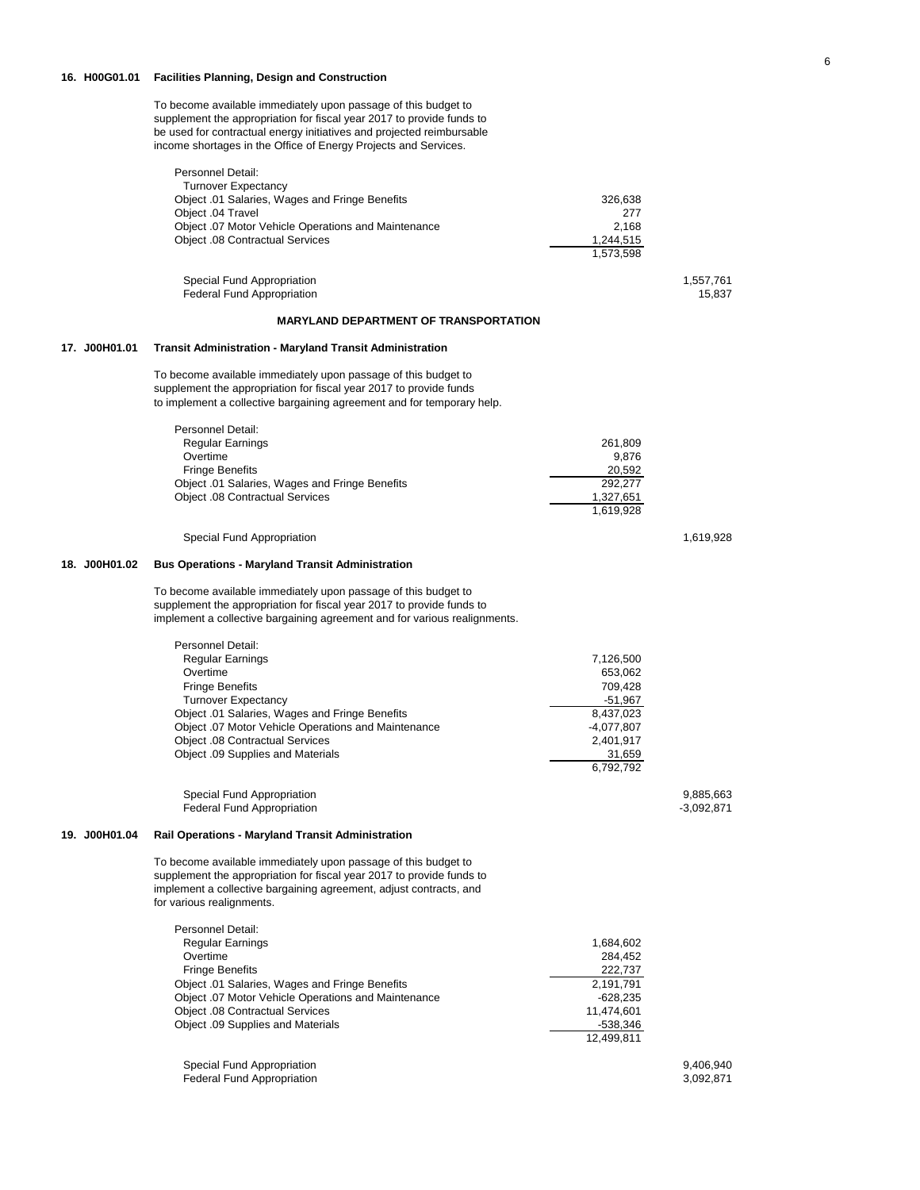**16. H00G01.01 Facilities Planning, Design and Construction**

To become available immediately upon passage of this budget to supplement the appropriation for fiscal year 2017 to provide funds to be used for contractual energy initiatives and projected reimbursable income shortages in the Office of Energy Projects and Services.

| | | |
|---|---|---|
| Personnel Detail: | | |
| Turnover Expectancy | | |
| Object .01 Salaries, Wages and Fringe Benefits | 326,638 | |
| Object .04 Travel | 277 | |
| Object .07 Motor Vehicle Operations and Maintenance | 2,168 | |
| Object .08 Contractual Services | 1,244,515 | |
| | 1,573,598 | |
| Special Fund Appropriation | | 1,557,761 |
| Federal Fund Appropriation | | 15,837 |

**MARYLAND DEPARTMENT OF TRANSPORTATION**

**17. J00H01.01 Transit Administration - Maryland Transit Administration**

To become available immediately upon passage of this budget to supplement the appropriation for fiscal year 2017 to provide funds to implement a collective bargaining agreement and for temporary help.

| | | |
|---|---|---|
| Personnel Detail: | | |
| Regular Earnings | 261,809 | |
| Overtime | 9,876 | |
| Fringe Benefits | 20,592 | |
| Object .01 Salaries, Wages and Fringe Benefits | 292,277 | |
| Object .08 Contractual Services | 1,327,651 | |
| | 1,619,928 | |
| Special Fund Appropriation | | 1,619,928 |

**18. J00H01.02 Bus Operations - Maryland Transit Administration**

To become available immediately upon passage of this budget to supplement the appropriation for fiscal year 2017 to provide funds to implement a collective bargaining agreement and for various realignments.

| | | |
|---|---|---|
| Personnel Detail: | | |
| Regular Earnings | 7,126,500 | |
| Overtime | 653,062 | |
| Fringe Benefits | 709,428 | |
| Turnover Expectancy | -51,967 | |
| Object .01 Salaries, Wages and Fringe Benefits | 8,437,023 | |
| Object .07 Motor Vehicle Operations and Maintenance | -4,077,807 | |
| Object .08 Contractual Services | 2,401,917 | |
| Object .09 Supplies and Materials | 31,659 | |
| | 6,792,792 | |
| Special Fund Appropriation | | 9,885,663 |
| Federal Fund Appropriation | | -3,092,871 |

**19. J00H01.04 Rail Operations - Maryland Transit Administration**

To become available immediately upon passage of this budget to supplement the appropriation for fiscal year 2017 to provide funds to implement a collective bargaining agreement, adjust contracts, and for various realignments.

| | | |
|---|---|---|
| Personnel Detail: | | |
| Regular Earnings | 1,684,602 | |
| Overtime | 284,452 | |
| Fringe Benefits | 222,737 | |
| Object .01 Salaries, Wages and Fringe Benefits | 2,191,791 | |
| Object .07 Motor Vehicle Operations and Maintenance | -628,235 | |
| Object .08 Contractual Services | 11,474,601 | |
| Object .09 Supplies and Materials | -538,346 | |
| | 12,499,811 | |
| Special Fund Appropriation | | 9,406,940 |
| Federal Fund Appropriation | | 3,092,871 |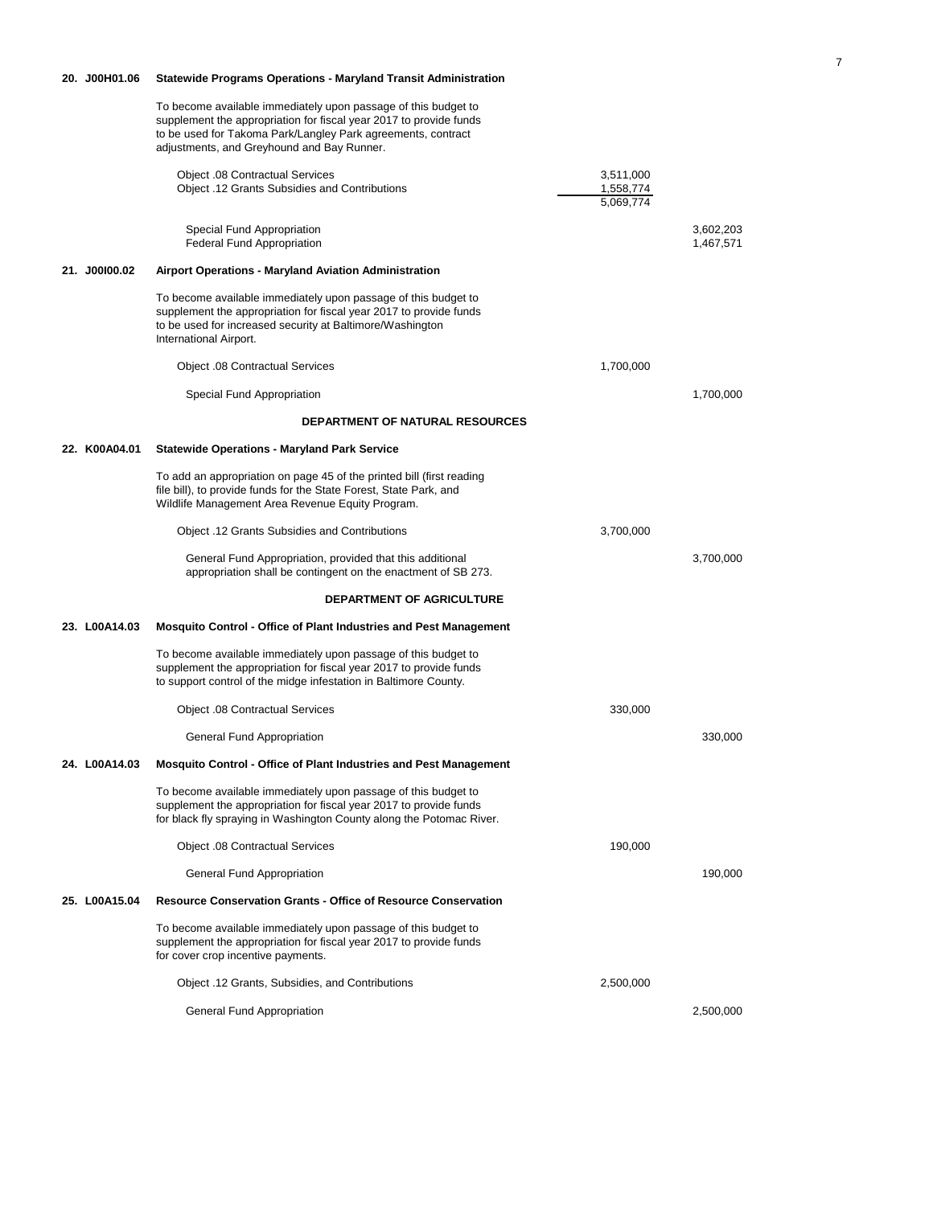**20. J00H01.06 Statewide Programs Operations - Maryland Transit Administration**

To become available immediately upon passage of this budget to supplement the appropriation for fiscal year 2017 to provide funds to be used for Takoma Park/Langley Park agreements, contract adjustments, and Greyhound and Bay Runner.

| | | |
|---|---|---|
| Object .08 Contractual Services | 3,511,000 | |
| Object .12 Grants Subsidies and Contributions | 1,558,774 | |
| | 5,069,774 | |
| Special Fund Appropriation | | 3,602,203 |
| Federal Fund Appropriation | | 1,467,571 |

**21. J00I00.02 Airport Operations - Maryland Aviation Administration**

To become available immediately upon passage of this budget to supplement the appropriation for fiscal year 2017 to provide funds to be used for increased security at Baltimore/Washington International Airport.

| | | |
|---|---|---|
| Object .08 Contractual Services | 1,700,000 | |
| Special Fund Appropriation | | 1,700,000 |

## DEPARTMENT OF NATURAL RESOURCES

**22. K00A04.01 Statewide Operations - Maryland Park Service**

To add an appropriation on page 45 of the printed bill (first reading file bill), to provide funds for the State Forest, State Park, and Wildlife Management Area Revenue Equity Program.

| | | |
|---|---|---|
| Object .12 Grants Subsidies and Contributions | 3,700,000 | |
| General Fund Appropriation, provided that this additional appropriation shall be contingent on the enactment of SB 273. | | 3,700,000 |

## DEPARTMENT OF AGRICULTURE

**23. L00A14.03 Mosquito Control - Office of Plant Industries and Pest Management**

To become available immediately upon passage of this budget to supplement the appropriation for fiscal year 2017 to provide funds to support control of the midge infestation in Baltimore County.

| | | |
|---|---|---|
| Object .08 Contractual Services | 330,000 | |
| General Fund Appropriation | | 330,000 |

**24. L00A14.03 Mosquito Control - Office of Plant Industries and Pest Management**

To become available immediately upon passage of this budget to supplement the appropriation for fiscal year 2017 to provide funds for black fly spraying in Washington County along the Potomac River.

| | | |
|---|---|---|
| Object .08 Contractual Services | 190,000 | |
| General Fund Appropriation | | 190,000 |

**25. L00A15.04 Resource Conservation Grants - Office of Resource Conservation**

To become available immediately upon passage of this budget to supplement the appropriation for fiscal year 2017 to provide funds for cover crop incentive payments.

| | | |
|---|---|---|
| Object .12 Grants, Subsidies, and Contributions | 2,500,000 | |
| General Fund Appropriation | | 2,500,000 |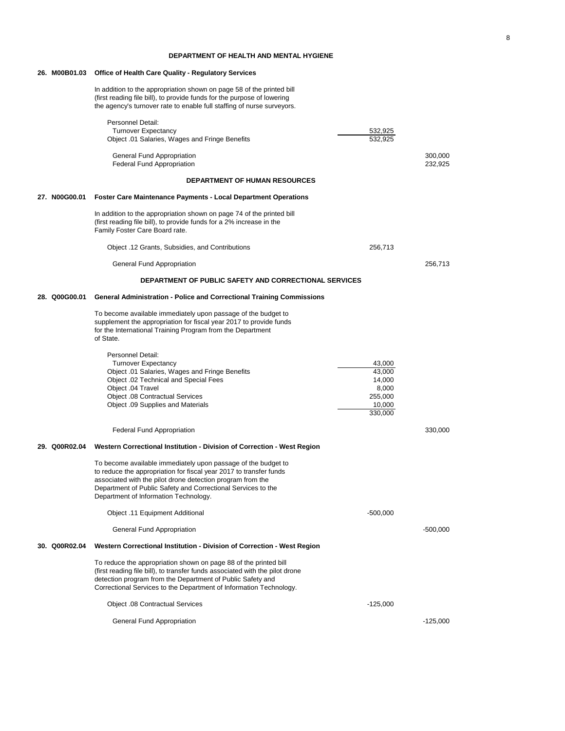## DEPARTMENT OF HEALTH AND MENTAL HYGIENE

**26. M00B01.03 Office of Health Care Quality - Regulatory Services**

In addition to the appropriation shown on page 58 of the printed bill (first reading file bill), to provide funds for the purpose of lowering the agency's turnover rate to enable full staffing of nurse surveyors.

| | | |
|---|---|---|
| Personnel Detail: | | |
| Turnover Expectancy | 532,925 | |
| Object .01 Salaries, Wages and Fringe Benefits | 532,925 | |
| General Fund Appropriation | | 300,000 |
| Federal Fund Appropriation | | 232,925 |

## DEPARTMENT OF HUMAN RESOURCES

**27. N00G00.01 Foster Care Maintenance Payments - Local Department Operations**

In addition to the appropriation shown on page 74 of the printed bill (first reading file bill), to provide funds for a 2% increase in the Family Foster Care Board rate.

| | | |
|---|---|---|
| Object .12 Grants, Subsidies, and Contributions | 256,713 | |
| General Fund Appropriation | | 256,713 |

## DEPARTMENT OF PUBLIC SAFETY AND CORRECTIONAL SERVICES

**28. Q00G00.01 General Administration - Police and Correctional Training Commissions**

To become available immediately upon passage of the budget to supplement the appropriation for fiscal year 2017 to provide funds for the International Training Program from the Department of State.

| | | |
|---|---|---|
| Personnel Detail: | | |
| Turnover Expectancy | 43,000 | |
| Object .01 Salaries, Wages and Fringe Benefits | 43,000 | |
| Object .02 Technical and Special Fees | 14,000 | |
| Object .04 Travel | 8,000 | |
| Object .08 Contractual Services | 255,000 | |
| Object .09 Supplies and Materials | 10,000 | |
| | 330,000 | |
| Federal Fund Appropriation | | 330,000 |

**29. Q00R02.04 Western Correctional Institution - Division of Correction - West Region**

To become available immediately upon passage of the budget to reduce the appropriation for fiscal year 2017 to transfer funds associated with the pilot drone detection program from the Department of Public Safety and Correctional Services to the Department of Information Technology.

| | | |
|---|---|---|
| Object .11 Equipment Additional | -500,000 | |
| General Fund Appropriation | | -500,000 |

**30. Q00R02.04 Western Correctional Institution - Division of Correction - West Region**

To reduce the appropriation shown on page 88 of the printed bill (first reading file bill), to transfer funds associated with the pilot drone detection program from the Department of Public Safety and Correctional Services to the Department of Information Technology.

| | | |
|---|---|---|
| Object .08 Contractual Services | -125,000 | |
| General Fund Appropriation | | -125,000 |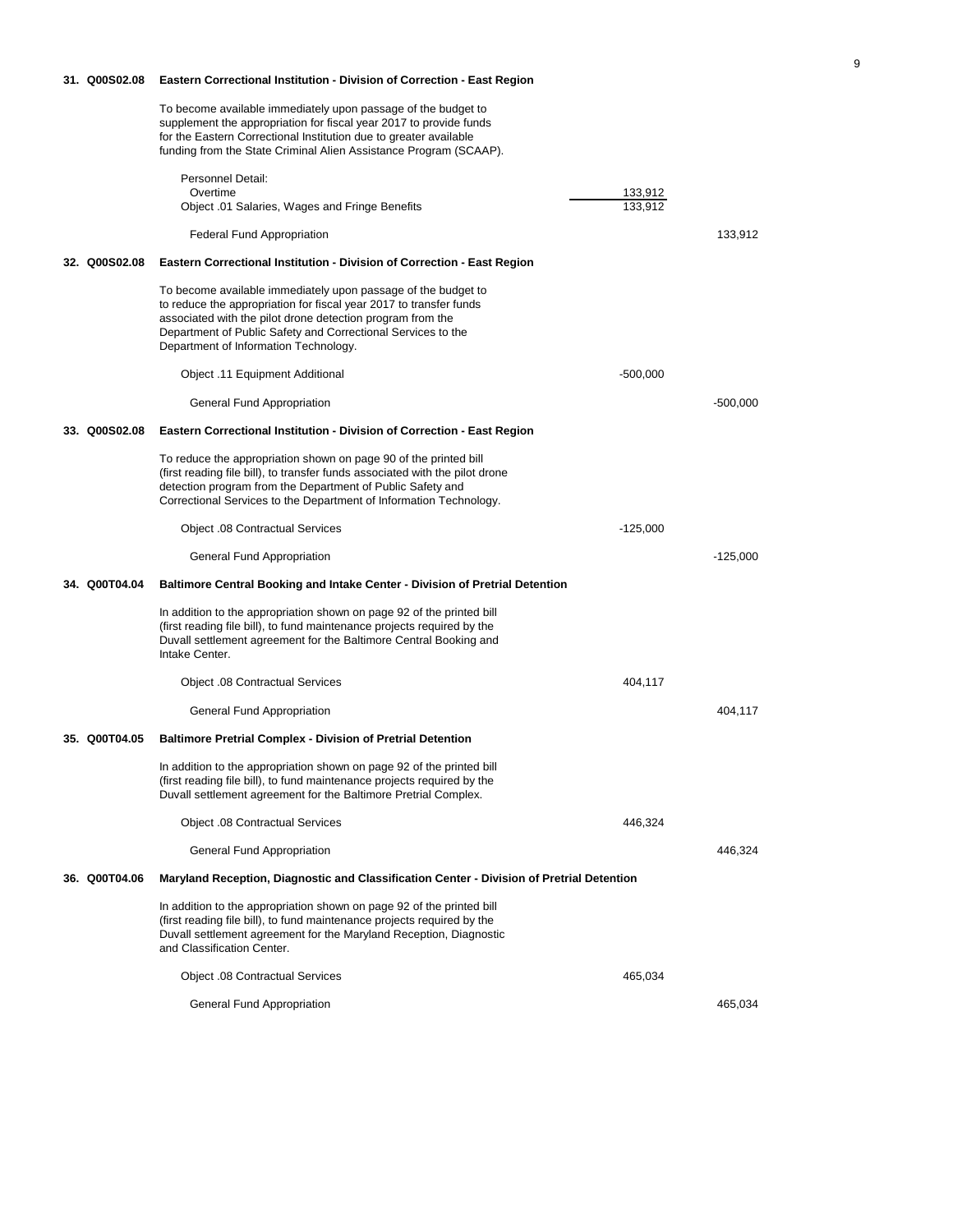**31. Q00S02.08 Eastern Correctional Institution - Division of Correction - East Region**

To become available immediately upon passage of the budget to supplement the appropriation for fiscal year 2017 to provide funds for the Eastern Correctional Institution due to greater available funding from the State Criminal Alien Assistance Program (SCAAP).

| | | |
|---|---:|---:|
| Personnel Detail: | | |
| Overtime | 133,912 | |
| Object .01 Salaries, Wages and Fringe Benefits | 133,912 | |
| Federal Fund Appropriation | | 133,912 |

**32. Q00S02.08 Eastern Correctional Institution - Division of Correction - East Region**

To become available immediately upon passage of the budget to to reduce the appropriation for fiscal year 2017 to transfer funds associated with the pilot drone detection program from the Department of Public Safety and Correctional Services to the Department of Information Technology.

| | | |
|---|---:|---:|
| Object .11 Equipment Additional | -500,000 | |
| General Fund Appropriation | | -500,000 |

**33. Q00S02.08 Eastern Correctional Institution - Division of Correction - East Region**

To reduce the appropriation shown on page 90 of the printed bill (first reading file bill), to transfer funds associated with the pilot drone detection program from the Department of Public Safety and Correctional Services to the Department of Information Technology.

| | | |
|---|---:|---:|
| Object .08 Contractual Services | -125,000 | |
| General Fund Appropriation | | -125,000 |

**34. Q00T04.04 Baltimore Central Booking and Intake Center - Division of Pretrial Detention**

In addition to the appropriation shown on page 92 of the printed bill (first reading file bill), to fund maintenance projects required by the Duvall settlement agreement for the Baltimore Central Booking and Intake Center.

| | | |
|---|---:|---:|
| Object .08 Contractual Services | 404,117 | |
| General Fund Appropriation | | 404,117 |

**35. Q00T04.05 Baltimore Pretrial Complex - Division of Pretrial Detention**

In addition to the appropriation shown on page 92 of the printed bill (first reading file bill), to fund maintenance projects required by the Duvall settlement agreement for the Baltimore Pretrial Complex.

| | | |
|---|---:|---:|
| Object .08 Contractual Services | 446,324 | |
| General Fund Appropriation | | 446,324 |

**36. Q00T04.06 Maryland Reception, Diagnostic and Classification Center - Division of Pretrial Detention**

In addition to the appropriation shown on page 92 of the printed bill (first reading file bill), to fund maintenance projects required by the Duvall settlement agreement for the Maryland Reception, Diagnostic and Classification Center.

| | | |
|---|---:|---:|
| Object .08 Contractual Services | 465,034 | |
| General Fund Appropriation | | 465,034 |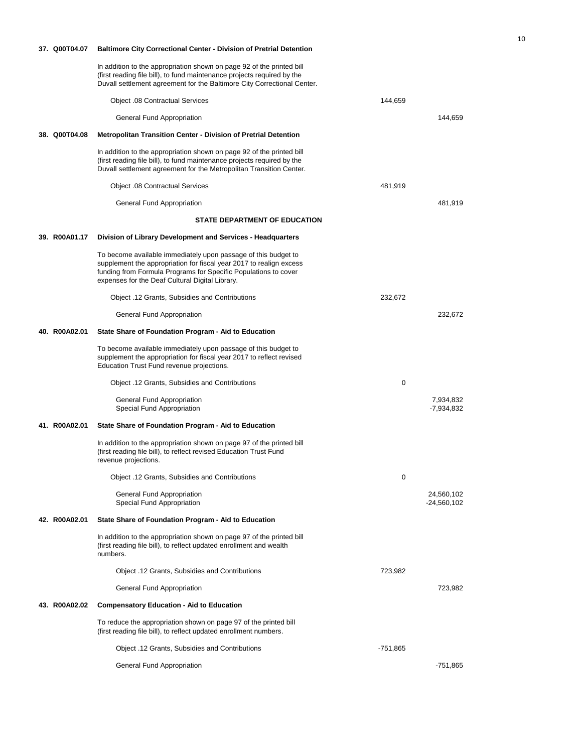**37. Q00T04.07 Baltimore City Correctional Center - Division of Pretrial Detention**

In addition to the appropriation shown on page 92 of the printed bill (first reading file bill), to fund maintenance projects required by the Duvall settlement agreement for the Baltimore City Correctional Center.

| | | |
|---|---|---|
| Object .08 Contractual Services | 144,659 | |
| General Fund Appropriation | | 144,659 |

**38. Q00T04.08 Metropolitan Transition Center - Division of Pretrial Detention**

In addition to the appropriation shown on page 92 of the printed bill (first reading file bill), to fund maintenance projects required by the Duvall settlement agreement for the Metropolitan Transition Center.

| | | |
|---|---|---|
| Object .08 Contractual Services | 481,919 | |
| General Fund Appropriation | | 481,919 |

## STATE DEPARTMENT OF EDUCATION

**39. R00A01.17 Division of Library Development and Services - Headquarters**

To become available immediately upon passage of this budget to supplement the appropriation for fiscal year 2017 to realign excess funding from Formula Programs for Specific Populations to cover expenses for the Deaf Cultural Digital Library.

| | | |
|---|---|---|
| Object .12 Grants, Subsidies and Contributions | 232,672 | |
| General Fund Appropriation | | 232,672 |

**40. R00A02.01 State Share of Foundation Program - Aid to Education**

To become available immediately upon passage of this budget to supplement the appropriation for fiscal year 2017 to reflect revised Education Trust Fund revenue projections.

| | | |
|---|---|---|
| Object .12 Grants, Subsidies and Contributions | 0 | |
| General Fund Appropriation | | 7,934,832 |
| Special Fund Appropriation | | -7,934,832 |

**41. R00A02.01 State Share of Foundation Program - Aid to Education**

In addition to the appropriation shown on page 97 of the printed bill (first reading file bill), to reflect revised Education Trust Fund revenue projections.

| | | |
|---|---|---|
| Object .12 Grants, Subsidies and Contributions | 0 | |
| General Fund Appropriation | | 24,560,102 |
| Special Fund Appropriation | | -24,560,102 |

**42. R00A02.01 State Share of Foundation Program - Aid to Education**

In addition to the appropriation shown on page 97 of the printed bill (first reading file bill), to reflect updated enrollment and wealth numbers.

| | | |
|---|---|---|
| Object .12 Grants, Subsidies and Contributions | 723,982 | |
| General Fund Appropriation | | 723,982 |

**43. R00A02.02 Compensatory Education - Aid to Education**

To reduce the appropriation shown on page 97 of the printed bill (first reading file bill), to reflect updated enrollment numbers.

| | | |
|---|---|---|
| Object .12 Grants, Subsidies and Contributions | -751,865 | |
| General Fund Appropriation | | -751,865 |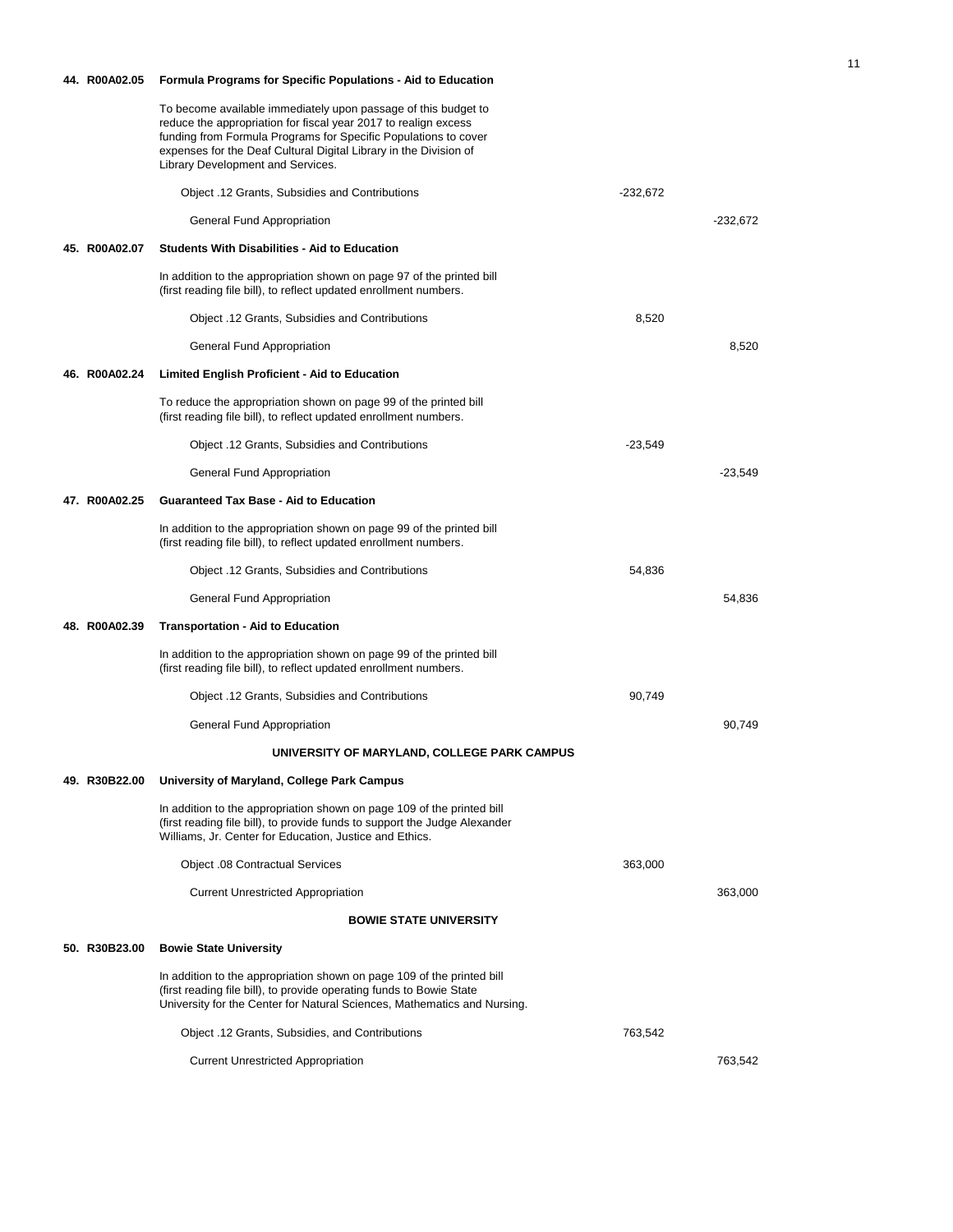**44. R00A02.05 Formula Programs for Specific Populations - Aid to Education**

To become available immediately upon passage of this budget to reduce the appropriation for fiscal year 2017 to realign excess funding from Formula Programs for Specific Populations to cover expenses for the Deaf Cultural Digital Library in the Division of Library Development and Services.

| | | |
|---|---|---|
| Object .12 Grants, Subsidies and Contributions | -232,672 | |
| General Fund Appropriation | | -232,672 |

**45. R00A02.07 Students With Disabilities - Aid to Education**

In addition to the appropriation shown on page 97 of the printed bill (first reading file bill), to reflect updated enrollment numbers.

| | | |
|---|---|---|
| Object .12 Grants, Subsidies and Contributions | 8,520 | |
| General Fund Appropriation | | 8,520 |

**46. R00A02.24 Limited English Proficient - Aid to Education**

To reduce the appropriation shown on page 99 of the printed bill (first reading file bill), to reflect updated enrollment numbers.

| | | |
|---|---|---|
| Object .12 Grants, Subsidies and Contributions | -23,549 | |
| General Fund Appropriation | | -23,549 |

**47. R00A02.25 Guaranteed Tax Base - Aid to Education**

In addition to the appropriation shown on page 99 of the printed bill (first reading file bill), to reflect updated enrollment numbers.

| | | |
|---|---|---|
| Object .12 Grants, Subsidies and Contributions | 54,836 | |
| General Fund Appropriation | | 54,836 |

**48. R00A02.39 Transportation - Aid to Education**

In addition to the appropriation shown on page 99 of the printed bill (first reading file bill), to reflect updated enrollment numbers.

| | | |
|---|---|---|
| Object .12 Grants, Subsidies and Contributions | 90,749 | |
| General Fund Appropriation | | 90,749 |

## UNIVERSITY OF MARYLAND, COLLEGE PARK CAMPUS

**49. R30B22.00 University of Maryland, College Park Campus**

In addition to the appropriation shown on page 109 of the printed bill (first reading file bill), to provide funds to support the Judge Alexander Williams, Jr. Center for Education, Justice and Ethics.

| | | |
|---|---|---|
| Object .08 Contractual Services | 363,000 | |
| Current Unrestricted Appropriation | | 363,000 |

## BOWIE STATE UNIVERSITY

**50. R30B23.00 Bowie State University**

In addition to the appropriation shown on page 109 of the printed bill (first reading file bill), to provide operating funds to Bowie State University for the Center for Natural Sciences, Mathematics and Nursing.

| | | |
|---|---|---|
| Object .12 Grants, Subsidies, and Contributions | 763,542 | |
| Current Unrestricted Appropriation | | 763,542 |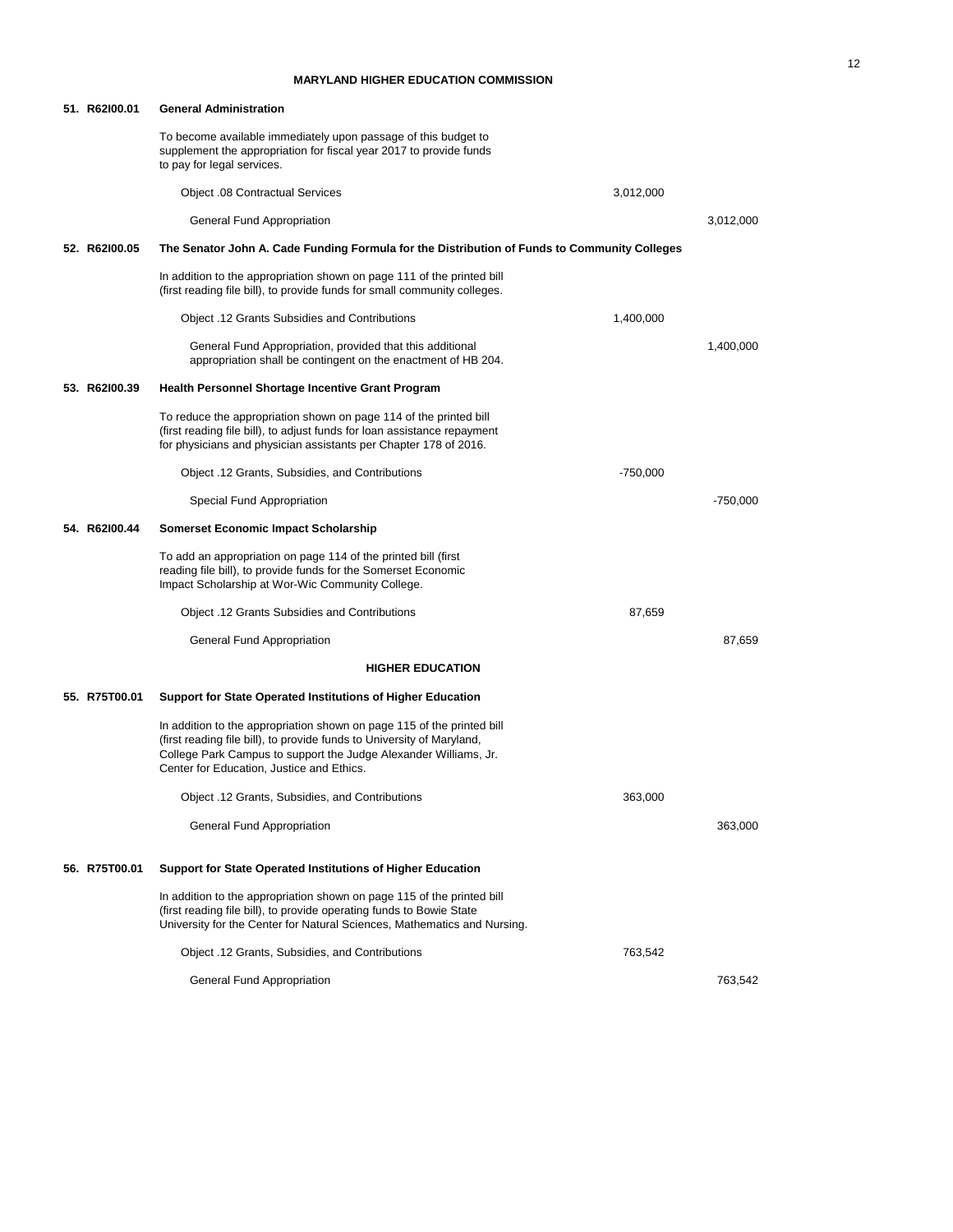## MARYLAND HIGHER EDUCATION COMMISSION

**51. R62I00.01 General Administration**

To become available immediately upon passage of this budget to supplement the appropriation for fiscal year 2017 to provide funds to pay for legal services.

| | | |
|---|---|---|
| Object .08 Contractual Services | 3,012,000 | |
| General Fund Appropriation | | 3,012,000 |

**52. R62I00.05 The Senator John A. Cade Funding Formula for the Distribution of Funds to Community Colleges**

In addition to the appropriation shown on page 111 of the printed bill (first reading file bill), to provide funds for small community colleges.

| | | |
|---|---|---|
| Object .12 Grants Subsidies and Contributions | 1,400,000 | |
| General Fund Appropriation, provided that this additional appropriation shall be contingent on the enactment of HB 204. | | 1,400,000 |

**53. R62I00.39 Health Personnel Shortage Incentive Grant Program**

To reduce the appropriation shown on page 114 of the printed bill (first reading file bill), to adjust funds for loan assistance repayment for physicians and physician assistants per Chapter 178 of 2016.

| | | |
|---|---|---|
| Object .12 Grants, Subsidies, and Contributions | -750,000 | |
| Special Fund Appropriation | | -750,000 |

**54. R62I00.44 Somerset Economic Impact Scholarship**

To add an appropriation on page 114 of the printed bill (first reading file bill), to provide funds for the Somerset Economic Impact Scholarship at Wor-Wic Community College.

| | | |
|---|---|---|
| Object .12 Grants Subsidies and Contributions | 87,659 | |
| General Fund Appropriation | | 87,659 |

## HIGHER EDUCATION

**55. R75T00.01 Support for State Operated Institutions of Higher Education**

In addition to the appropriation shown on page 115 of the printed bill (first reading file bill), to provide funds to University of Maryland, College Park Campus to support the Judge Alexander Williams, Jr. Center for Education, Justice and Ethics.

| | | |
|---|---|---|
| Object .12 Grants, Subsidies, and Contributions | 363,000 | |
| General Fund Appropriation | | 363,000 |

**56. R75T00.01 Support for State Operated Institutions of Higher Education**

In addition to the appropriation shown on page 115 of the printed bill (first reading file bill), to provide operating funds to Bowie State University for the Center for Natural Sciences, Mathematics and Nursing.

| | | |
|---|---|---|
| Object .12 Grants, Subsidies, and Contributions | 763,542 | |
| General Fund Appropriation | | 763,542 |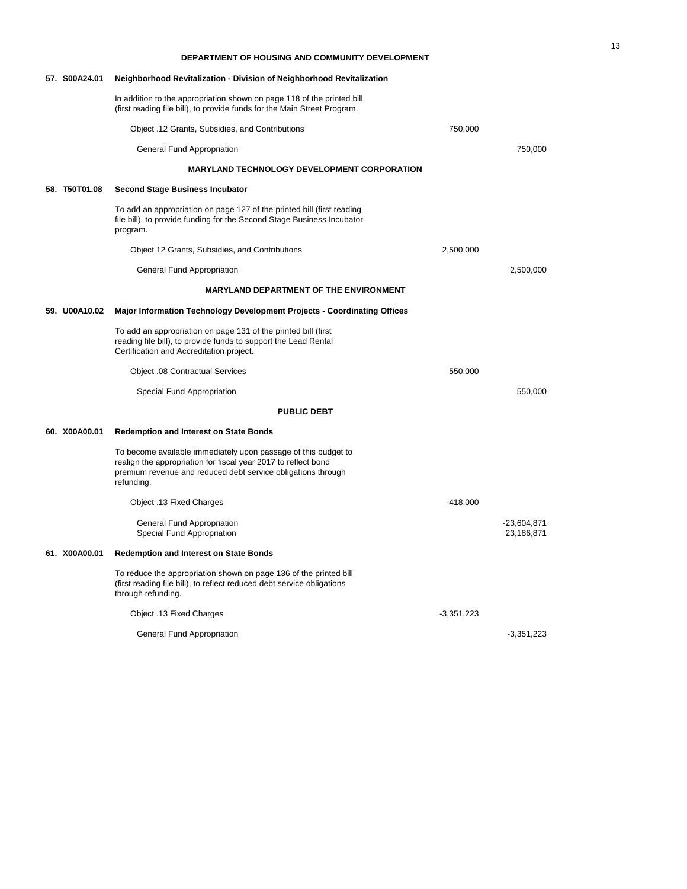## DEPARTMENT OF HOUSING AND COMMUNITY DEVELOPMENT

**57. S00A24.01 Neighborhood Revitalization - Division of Neighborhood Revitalization**

In addition to the appropriation shown on page 118 of the printed bill (first reading file bill), to provide funds for the Main Street Program.

| | | |
|---|---|---|
| Object .12 Grants, Subsidies, and Contributions | 750,000 | |
| General Fund Appropriation | | 750,000 |

## MARYLAND TECHNOLOGY DEVELOPMENT CORPORATION

**58. T50T01.08 Second Stage Business Incubator**

To add an appropriation on page 127 of the printed bill (first reading file bill), to provide funding for the Second Stage Business Incubator program.

| | | |
|---|---|---|
| Object 12 Grants, Subsidies, and Contributions | 2,500,000 | |
| General Fund Appropriation | | 2,500,000 |

## MARYLAND DEPARTMENT OF THE ENVIRONMENT

**59. U00A10.02 Major Information Technology Development Projects - Coordinating Offices**

To add an appropriation on page 131 of the printed bill (first reading file bill), to provide funds to support the Lead Rental Certification and Accreditation project.

| | | |
|---|---|---|
| Object .08 Contractual Services | 550,000 | |
| Special Fund Appropriation | | 550,000 |

## PUBLIC DEBT

**60. X00A00.01 Redemption and Interest on State Bonds**

To become available immediately upon passage of this budget to realign the appropriation for fiscal year 2017 to reflect bond premium revenue and reduced debt service obligations through refunding.

| | | |
|---|---|---|
| Object .13 Fixed Charges | -418,000 | |
| General Fund Appropriation | | -23,604,871 |
| Special Fund Appropriation | | 23,186,871 |

**61. X00A00.01 Redemption and Interest on State Bonds**

To reduce the appropriation shown on page 136 of the printed bill (first reading file bill), to reflect reduced debt service obligations through refunding.

| | | |
|---|---|---|
| Object .13 Fixed Charges | -3,351,223 | |
| General Fund Appropriation | | -3,351,223 |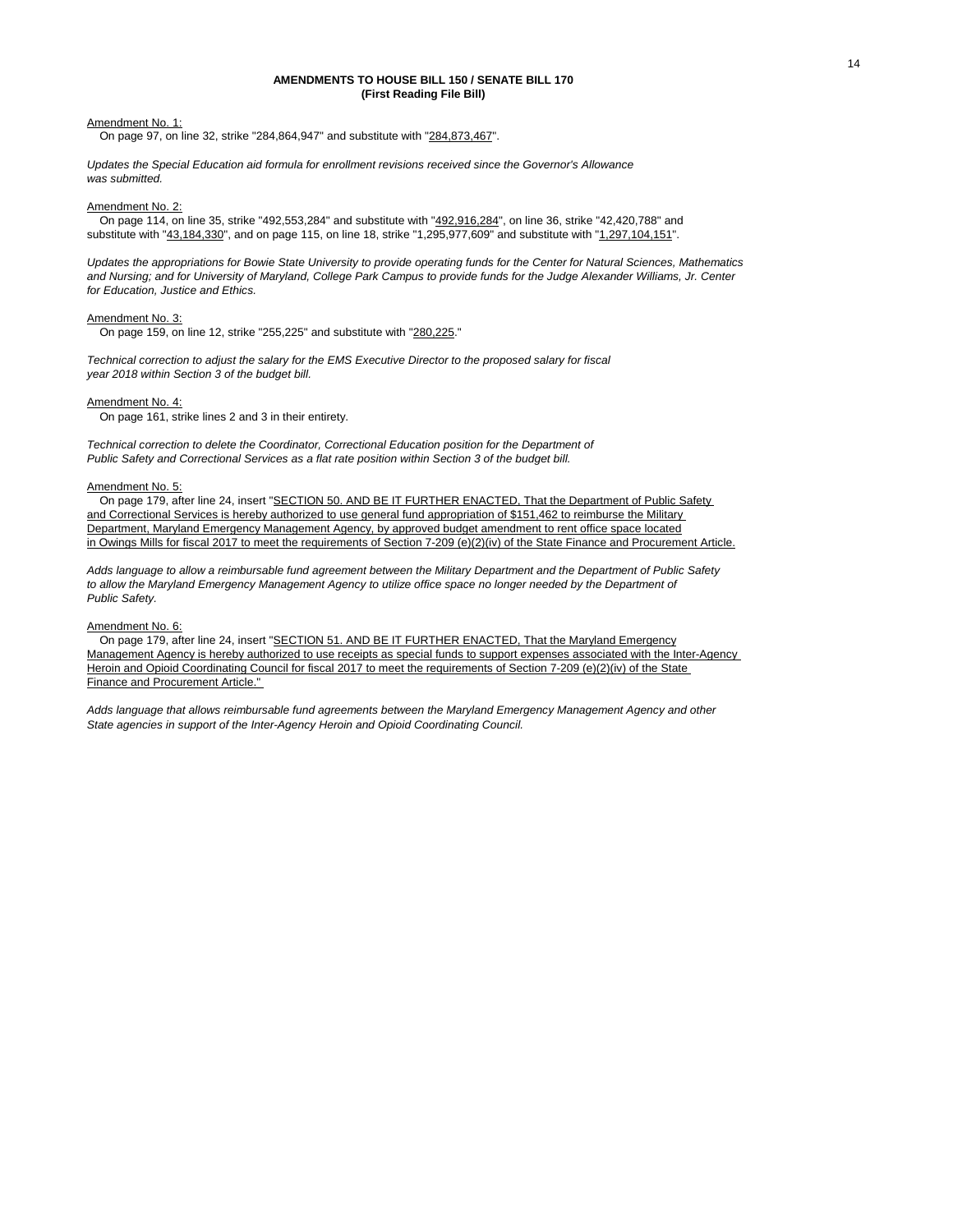**AMENDMENTS TO HOUSE BILL 150 / SENATE BILL 170**
**(First Reading File Bill)**

Amendment No. 1:

On page 97, on line 32, strike "284,864,947" and substitute with "284,873,467".

*Updates the Special Education aid formula for enrollment revisions received since the Governor's Allowance was submitted.*

Amendment No. 2:

On page 114, on line 35, strike "492,553,284" and substitute with "492,916,284", on line 36, strike "42,420,788" and substitute with "43,184,330", and on page 115, on line 18, strike "1,295,977,609" and substitute with "1,297,104,151".

*Updates the appropriations for Bowie State University to provide operating funds for the Center for Natural Sciences, Mathematics and Nursing; and for University of Maryland, College Park Campus to provide funds for the Judge Alexander Williams, Jr. Center for Education, Justice and Ethics.*

Amendment No. 3:

On page 159, on line 12, strike "255,225" and substitute with "280,225."

*Technical correction to adjust the salary for the EMS Executive Director to the proposed salary for fiscal year 2018 within Section 3 of the budget bill.*

Amendment No. 4:

On page 161, strike lines 2 and 3 in their entirety.

*Technical correction to delete the Coordinator, Correctional Education position for the Department of Public Safety and Correctional Services as a flat rate position within Section 3 of the budget bill.*

Amendment No. 5:

On page 179, after line 24, insert "SECTION 50. AND BE IT FURTHER ENACTED, That the Department of Public Safety and Correctional Services is hereby authorized to use general fund appropriation of $151,462 to reimburse the Military Department, Maryland Emergency Management Agency, by approved budget amendment to rent office space located in Owings Mills for fiscal 2017 to meet the requirements of Section 7-209 (e)(2)(iv) of the State Finance and Procurement Article.

*Adds language to allow a reimbursable fund agreement between the Military Department and the Department of Public Safety to allow the Maryland Emergency Management Agency to utilize office space no longer needed by the Department of Public Safety.*

Amendment No. 6:

On page 179, after line 24, insert "SECTION 51. AND BE IT FURTHER ENACTED, That the Maryland Emergency Management Agency is hereby authorized to use receipts as special funds to support expenses associated with the Inter-Agency Heroin and Opioid Coordinating Council for fiscal 2017 to meet the requirements of Section 7-209 (e)(2)(iv) of the State Finance and Procurement Article."

*Adds language that allows reimbursable fund agreements between the Maryland Emergency Management Agency and other State agencies in support of the Inter-Agency Heroin and Opioid Coordinating Council.*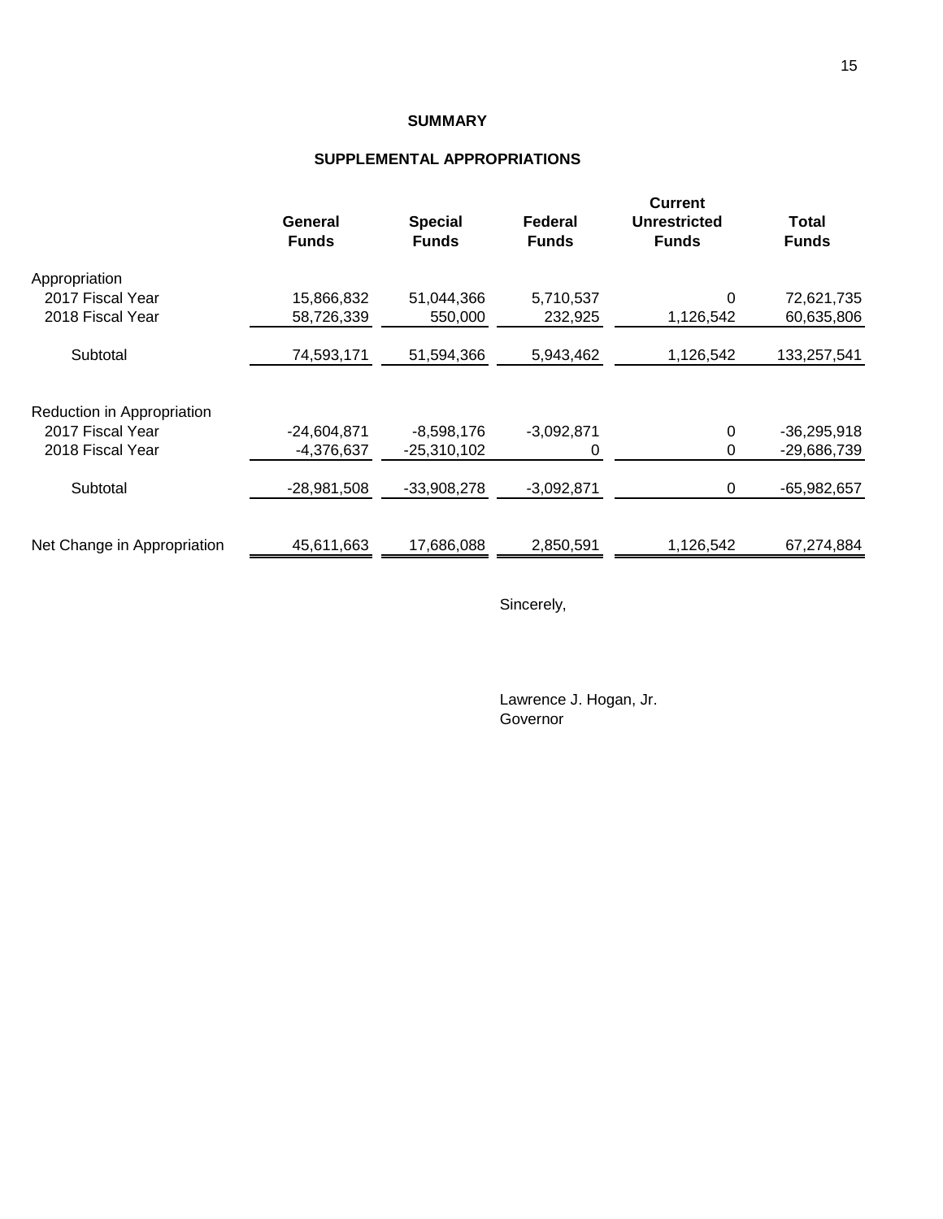## SUMMARY

## SUPPLEMENTAL APPROPRIATIONS

| | General Funds | Special Funds | Federal Funds | Current Unrestricted Funds | Total Funds |
|---|---|---|---|---|---|
| Appropriation | | | | | |
| 2017 Fiscal Year | 15,866,832 | 51,044,366 | 5,710,537 | 0 | 72,621,735 |
| 2018 Fiscal Year | 58,726,339 | 550,000 | 232,925 | 1,126,542 | 60,635,806 |
| Subtotal | 74,593,171 | 51,594,366 | 5,943,462 | 1,126,542 | 133,257,541 |
| Reduction in Appropriation | | | | | |
| 2017 Fiscal Year | -24,604,871 | -8,598,176 | -3,092,871 | 0 | -36,295,918 |
| 2018 Fiscal Year | -4,376,637 | -25,310,102 | 0 | 0 | -29,686,739 |
| Subtotal | -28,981,508 | -33,908,278 | -3,092,871 | 0 | -65,982,657 |
| Net Change in Appropriation | 45,611,663 | 17,686,088 | 2,850,591 | 1,126,542 | 67,274,884 |

Sincerely,

Lawrence J. Hogan, Jr.
Governor